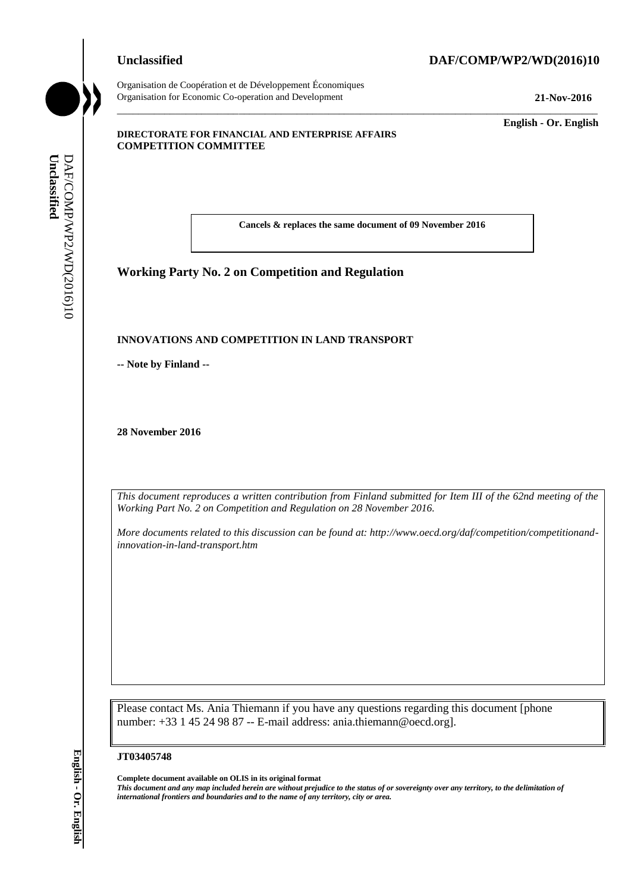**Unclassified** **DAF/COMP/WP2/WD(2016)10**

Organisation de Coopération et de Développement Économiques
Organisation for Economic Co-operation and Development **21-Nov-2016**

**English - Or. English**

**DIRECTORATE FOR FINANCIAL AND ENTERPRISE AFFAIRS**
**COMPETITION COMMITTEE**

**Cancels & replaces the same document of 09 November 2016**

## Working Party No. 2 on Competition and Regulation

**INNOVATIONS AND COMPETITION IN LAND TRANSPORT**

**-- Note by Finland --**

**28 November 2016**

*This document reproduces a written contribution from Finland submitted for Item III of the 62nd meeting of the Working Part No. 2 on Competition and Regulation on 28 November 2016.*

*More documents related to this discussion can be found at: http://www.oecd.org/daf/competition/competitionand-innovation-in-land-transport.htm*

Please contact Ms. Ania Thiemann if you have any questions regarding this document [phone number: +33 1 45 24 98 87 -- E-mail address: ania.thiemann@oecd.org].

**JT03405748**

**Complete document available on OLIS in its original format**
***This document and any map included herein are without prejudice to the status of or sovereignty over any territory, to the delimitation of international frontiers and boundaries and to the name of any territory, city or area.***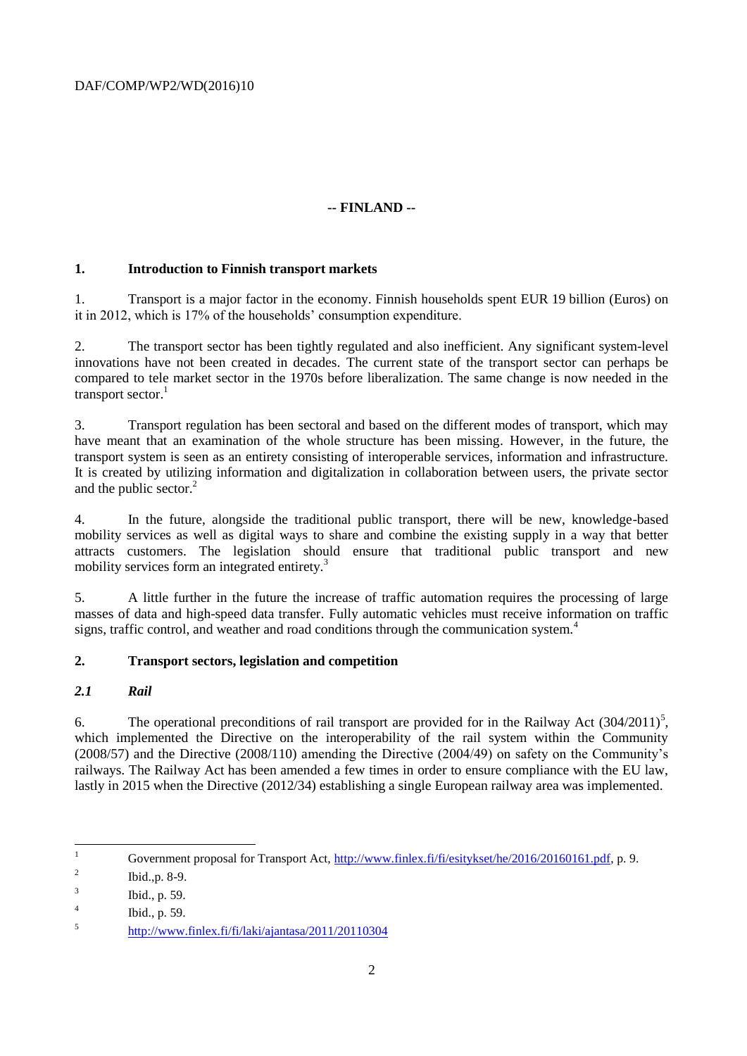## -- FINLAND --

### 1. Introduction to Finnish transport markets

1. Transport is a major factor in the economy. Finnish households spent EUR 19 billion (Euros) on it in 2012, which is 17% of the households' consumption expenditure.

2. The transport sector has been tightly regulated and also inefficient. Any significant system-level innovations have not been created in decades. The current state of the transport sector can perhaps be compared to tele market sector in the 1970s before liberalization. The same change is now needed in the transport sector.[1]

3. Transport regulation has been sectoral and based on the different modes of transport, which may have meant that an examination of the whole structure has been missing. However, in the future, the transport system is seen as an entirety consisting of interoperable services, information and infrastructure. It is created by utilizing information and digitalization in collaboration between users, the private sector and the public sector.[2]

4. In the future, alongside the traditional public transport, there will be new, knowledge-based mobility services as well as digital ways to share and combine the existing supply in a way that better attracts customers. The legislation should ensure that traditional public transport and new mobility services form an integrated entirety.[3]

5. A little further in the future the increase of traffic automation requires the processing of large masses of data and high-speed data transfer. Fully automatic vehicles must receive information on traffic signs, traffic control, and weather and road conditions through the communication system.[4]

### 2. Transport sectors, legislation and competition

#### *2.1 Rail*

6. The operational preconditions of rail transport are provided for in the Railway Act (304/2011)[5], which implemented the Directive on the interoperability of the rail system within the Community (2008/57) and the Directive (2008/110) amending the Directive (2004/49) on safety on the Community's railways. The Railway Act has been amended a few times in order to ensure compliance with the EU law, lastly in 2015 when the Directive (2012/34) establishing a single European railway area was implemented.

---

[1] Government proposal for Transport Act, http://www.finlex.fi/fi/esitykset/he/2016/20160161.pdf, p. 9.

[2] Ibid.,p. 8-9.

[3] Ibid., p. 59.

[4] Ibid., p. 59.

[5] http://www.finlex.fi/fi/laki/ajantasa/2011/20110304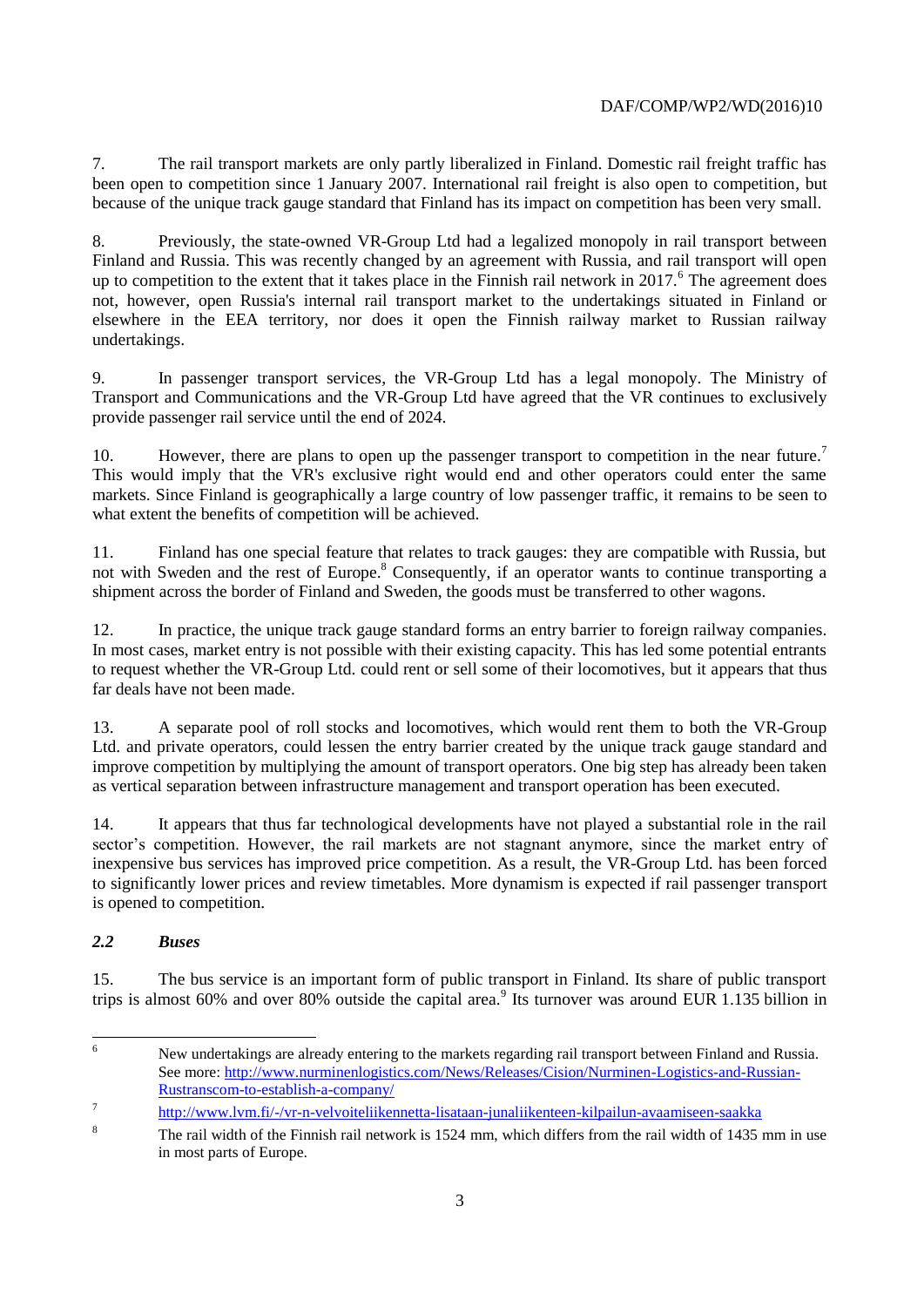7. The rail transport markets are only partly liberalized in Finland. Domestic rail freight traffic has been open to competition since 1 January 2007. International rail freight is also open to competition, but because of the unique track gauge standard that Finland has its impact on competition has been very small.

8. Previously, the state-owned VR-Group Ltd had a legalized monopoly in rail transport between Finland and Russia. This was recently changed by an agreement with Russia, and rail transport will open up to competition to the extent that it takes place in the Finnish rail network in 2017.[6] The agreement does not, however, open Russia's internal rail transport market to the undertakings situated in Finland or elsewhere in the EEA territory, nor does it open the Finnish railway market to Russian railway undertakings.

9. In passenger transport services, the VR-Group Ltd has a legal monopoly. The Ministry of Transport and Communications and the VR-Group Ltd have agreed that the VR continues to exclusively provide passenger rail service until the end of 2024.

10. However, there are plans to open up the passenger transport to competition in the near future.[7] This would imply that the VR's exclusive right would end and other operators could enter the same markets. Since Finland is geographically a large country of low passenger traffic, it remains to be seen to what extent the benefits of competition will be achieved.

11. Finland has one special feature that relates to track gauges: they are compatible with Russia, but not with Sweden and the rest of Europe.[8] Consequently, if an operator wants to continue transporting a shipment across the border of Finland and Sweden, the goods must be transferred to other wagons.

12. In practice, the unique track gauge standard forms an entry barrier to foreign railway companies. In most cases, market entry is not possible with their existing capacity. This has led some potential entrants to request whether the VR-Group Ltd. could rent or sell some of their locomotives, but it appears that thus far deals have not been made.

13. A separate pool of roll stocks and locomotives, which would rent them to both the VR-Group Ltd. and private operators, could lessen the entry barrier created by the unique track gauge standard and improve competition by multiplying the amount of transport operators. One big step has already been taken as vertical separation between infrastructure management and transport operation has been executed.

14. It appears that thus far technological developments have not played a substantial role in the rail sector's competition. However, the rail markets are not stagnant anymore, since the market entry of inexpensive bus services has improved price competition. As a result, the VR-Group Ltd. has been forced to significantly lower prices and review timetables. More dynamism is expected if rail passenger transport is opened to competition.

### *2.2 Buses*

15. The bus service is an important form of public transport in Finland. Its share of public transport trips is almost 60% and over 80% outside the capital area.[9] Its turnover was around EUR 1.135 billion in

---

[6] New undertakings are already entering to the markets regarding rail transport between Finland and Russia. See more: http://www.nurminenlogistics.com/News/Releases/Cision/Nurminen-Logistics-and-Russian-Rustranscom-to-establish-a-company/

[7] http://www.lvm.fi/-/vr-n-velvoiteliikennetta-lisataan-junaliikenteen-kilpailun-avaamiseen-saakka

[8] The rail width of the Finnish rail network is 1524 mm, which differs from the rail width of 1435 mm in use in most parts of Europe.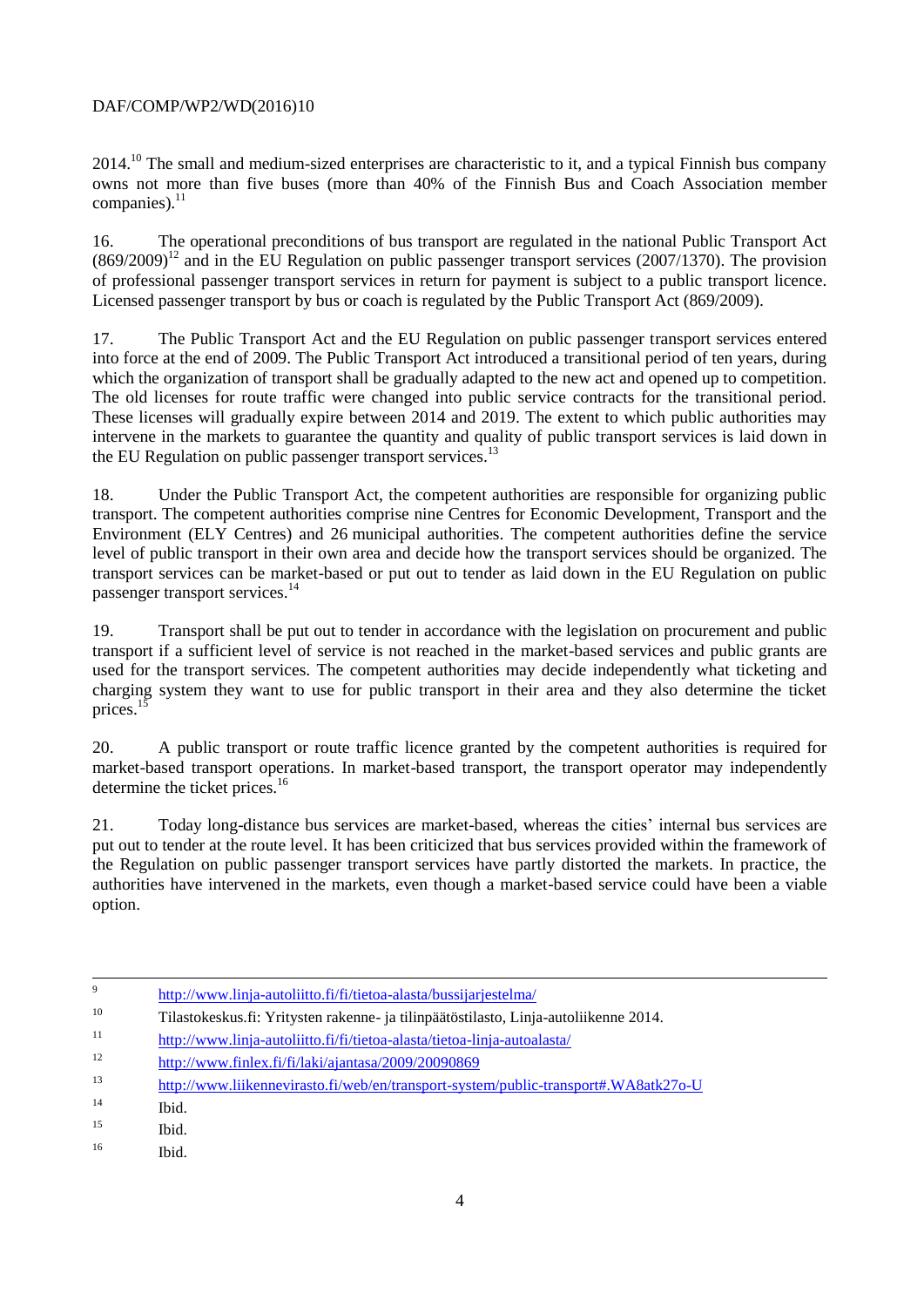2014.[10] The small and medium-sized enterprises are characteristic to it, and a typical Finnish bus company owns not more than five buses (more than 40% of the Finnish Bus and Coach Association member companies).[11]

16. The operational preconditions of bus transport are regulated in the national Public Transport Act (869/2009)[12] and in the EU Regulation on public passenger transport services (2007/1370). The provision of professional passenger transport services in return for payment is subject to a public transport licence. Licensed passenger transport by bus or coach is regulated by the Public Transport Act (869/2009).

17. The Public Transport Act and the EU Regulation on public passenger transport services entered into force at the end of 2009. The Public Transport Act introduced a transitional period of ten years, during which the organization of transport shall be gradually adapted to the new act and opened up to competition. The old licenses for route traffic were changed into public service contracts for the transitional period. These licenses will gradually expire between 2014 and 2019. The extent to which public authorities may intervene in the markets to guarantee the quantity and quality of public transport services is laid down in the EU Regulation on public passenger transport services.[13]

18. Under the Public Transport Act, the competent authorities are responsible for organizing public transport. The competent authorities comprise nine Centres for Economic Development, Transport and the Environment (ELY Centres) and 26 municipal authorities. The competent authorities define the service level of public transport in their own area and decide how the transport services should be organized. The transport services can be market-based or put out to tender as laid down in the EU Regulation on public passenger transport services.[14]

19. Transport shall be put out to tender in accordance with the legislation on procurement and public transport if a sufficient level of service is not reached in the market-based services and public grants are used for the transport services. The competent authorities may decide independently what ticketing and charging system they want to use for public transport in their area and they also determine the ticket prices.[15]

20. A public transport or route traffic licence granted by the competent authorities is required for market-based transport operations. In market-based transport, the transport operator may independently determine the ticket prices.[16]

21. Today long-distance bus services are market-based, whereas the cities' internal bus services are put out to tender at the route level. It has been criticized that bus services provided within the framework of the Regulation on public passenger transport services have partly distorted the markets. In practice, the authorities have intervened in the markets, even though a market-based service could have been a viable option.

---

9 http://www.linja-autoliitto.fi/fi/tietoa-alasta/bussijarjestelma/

10 Tilastokeskus.fi: Yritysten rakenne- ja tilinpäätöstilasto, Linja-autoliikenne 2014.

11 http://www.linja-autoliitto.fi/fi/tietoa-alasta/tietoa-linja-autoalasta/

12 http://www.finlex.fi/fi/laki/ajantasa/2009/20090869

13 http://www.liikennevirasto.fi/web/en/transport-system/public-transport#.WA8atk27o-U

14 Ibid.

15 Ibid.

16 Ibid.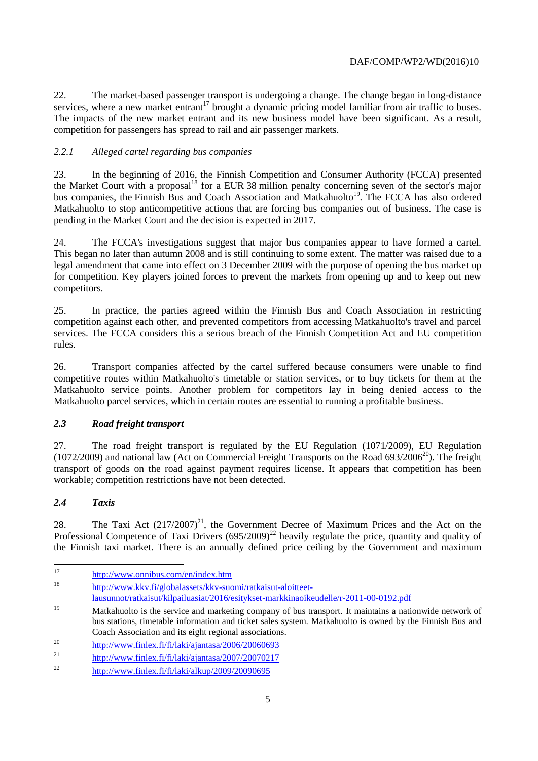22. The market-based passenger transport is undergoing a change. The change began in long-distance services, where a new market entrant[17] brought a dynamic pricing model familiar from air traffic to buses. The impacts of the new market entrant and its new business model have been significant. As a result, competition for passengers has spread to rail and air passenger markets.

#### *2.2.1 Alleged cartel regarding bus companies*

23. In the beginning of 2016, the Finnish Competition and Consumer Authority (FCCA) presented the Market Court with a proposal[18] for a EUR 38 million penalty concerning seven of the sector's major bus companies, the Finnish Bus and Coach Association and Matkahuolto[19]. The FCCA has also ordered Matkahuolto to stop anticompetitive actions that are forcing bus companies out of business. The case is pending in the Market Court and the decision is expected in 2017.

24. The FCCA's investigations suggest that major bus companies appear to have formed a cartel. This began no later than autumn 2008 and is still continuing to some extent. The matter was raised due to a legal amendment that came into effect on 3 December 2009 with the purpose of opening the bus market up for competition. Key players joined forces to prevent the markets from opening up and to keep out new competitors.

25. In practice, the parties agreed within the Finnish Bus and Coach Association in restricting competition against each other, and prevented competitors from accessing Matkahuolto's travel and parcel services. The FCCA considers this a serious breach of the Finnish Competition Act and EU competition rules.

26. Transport companies affected by the cartel suffered because consumers were unable to find competitive routes within Matkahuolto's timetable or station services, or to buy tickets for them at the Matkahuolto service points. Another problem for competitors lay in being denied access to the Matkahuolto parcel services, which in certain routes are essential to running a profitable business.

### ***2.3 Road freight transport***

27. The road freight transport is regulated by the EU Regulation (1071/2009), EU Regulation (1072/2009) and national law (Act on Commercial Freight Transports on the Road 693/2006[20]). The freight transport of goods on the road against payment requires license. It appears that competition has been workable; competition restrictions have not been detected.

### ***2.4 Taxis***

28. The Taxi Act (217/2007)[21], the Government Decree of Maximum Prices and the Act on the Professional Competence of Taxi Drivers (695/2009)[22] heavily regulate the price, quantity and quality of the Finnish taxi market. There is an annually defined price ceiling by the Government and maximum

---

[17] http://www.onnibus.com/en/index.htm

[18] http://www.kkv.fi/globalassets/kkv-suomi/ratkaisut-aloitteet-lausunnot/ratkaisut/kilpailuasiat/2016/esitykset-markkinaoikeudelle/r-2011-00-0192.pdf

[19] Matkahuolto is the service and marketing company of bus transport. It maintains a nationwide network of bus stations, timetable information and ticket sales system. Matkahuolto is owned by the Finnish Bus and Coach Association and its eight regional associations.

[20] http://www.finlex.fi/fi/laki/ajantasa/2006/20060693

[21] http://www.finlex.fi/fi/laki/ajantasa/2007/20070217

[22] http://www.finlex.fi/fi/laki/alkup/2009/20090695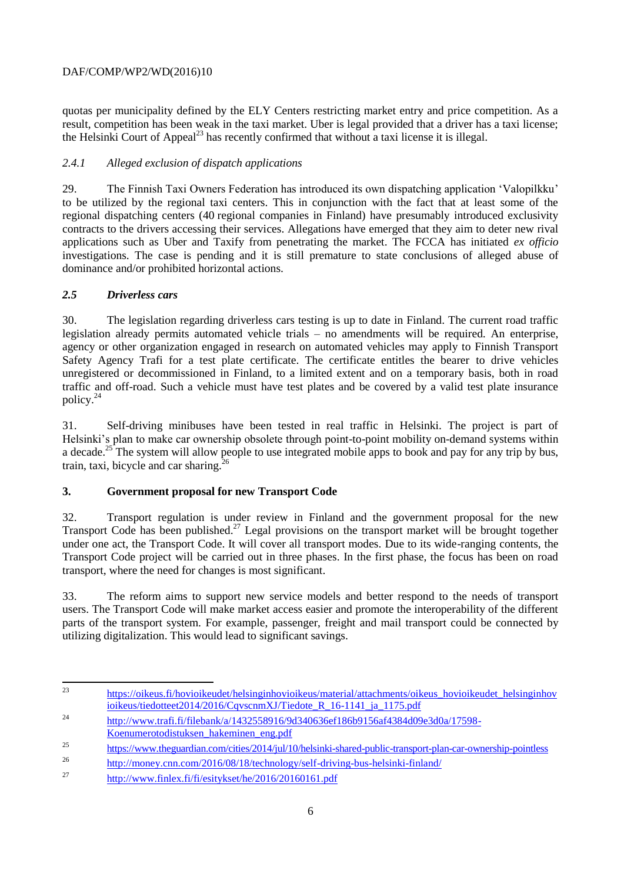quotas per municipality defined by the ELY Centers restricting market entry and price competition. As a result, competition has been weak in the taxi market. Uber is legal provided that a driver has a taxi license; the Helsinki Court of Appeal[23] has recently confirmed that without a taxi license it is illegal.

#### *2.4.1 Alleged exclusion of dispatch applications*

29. The Finnish Taxi Owners Federation has introduced its own dispatching application 'Valopilkku' to be utilized by the regional taxi centers. This in conjunction with the fact that at least some of the regional dispatching centers (40 regional companies in Finland) have presumably introduced exclusivity contracts to the drivers accessing their services. Allegations have emerged that they aim to deter new rival applications such as Uber and Taxify from penetrating the market. The FCCA has initiated *ex officio* investigations. The case is pending and it is still premature to state conclusions of alleged abuse of dominance and/or prohibited horizontal actions.

### ***2.5 Driverless cars***

30. The legislation regarding driverless cars testing is up to date in Finland. The current road traffic legislation already permits automated vehicle trials – no amendments will be required. An enterprise, agency or other organization engaged in research on automated vehicles may apply to Finnish Transport Safety Agency Trafi for a test plate certificate. The certificate entitles the bearer to drive vehicles unregistered or decommissioned in Finland, to a limited extent and on a temporary basis, both in road traffic and off-road. Such a vehicle must have test plates and be covered by a valid test plate insurance policy.[24]

31. Self-driving minibuses have been tested in real traffic in Helsinki. The project is part of Helsinki's plan to make car ownership obsolete through point-to-point mobility on-demand systems within a decade.[25] The system will allow people to use integrated mobile apps to book and pay for any trip by bus, train, taxi, bicycle and car sharing.[26]

## **3. Government proposal for new Transport Code**

32. Transport regulation is under review in Finland and the government proposal for the new Transport Code has been published.[27] Legal provisions on the transport market will be brought together under one act, the Transport Code. It will cover all transport modes. Due to its wide-ranging contents, the Transport Code project will be carried out in three phases. In the first phase, the focus has been on road transport, where the need for changes is most significant.

33. The reform aims to support new service models and better respond to the needs of transport users. The Transport Code will make market access easier and promote the interoperability of the different parts of the transport system. For example, passenger, freight and mail transport could be connected by utilizing digitalization. This would lead to significant savings.

---

[23] https://oikeus.fi/hovioikeudet/helsinginhovioikeus/material/attachments/oikeus_hovioikeudet_helsinginhovioikeus/tiedotteet2014/2016/CqvscnmXJ/Tiedote_R_16-1141_ja_1175.pdf

[24] http://www.trafi.fi/filebank/a/1432558916/9d340636ef186b9156af4384d09e3d0a/17598-Koenumerotodistuksen_hakeminen_eng.pdf

[25] https://www.theguardian.com/cities/2014/jul/10/helsinki-shared-public-transport-plan-car-ownership-pointless

[26] http://money.cnn.com/2016/08/18/technology/self-driving-bus-helsinki-finland/

[27] http://www.finlex.fi/fi/esitykset/he/2016/20160161.pdf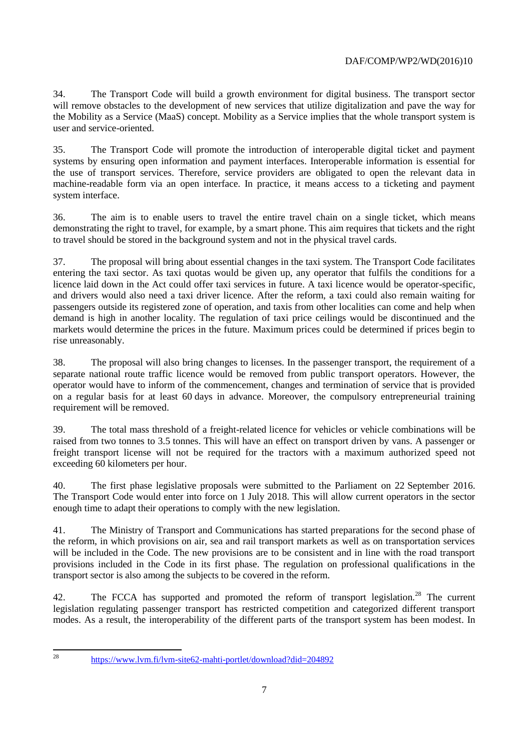34. The Transport Code will build a growth environment for digital business. The transport sector will remove obstacles to the development of new services that utilize digitalization and pave the way for the Mobility as a Service (MaaS) concept. Mobility as a Service implies that the whole transport system is user and service-oriented.

35. The Transport Code will promote the introduction of interoperable digital ticket and payment systems by ensuring open information and payment interfaces. Interoperable information is essential for the use of transport services. Therefore, service providers are obligated to open the relevant data in machine-readable form via an open interface. In practice, it means access to a ticketing and payment system interface.

36. The aim is to enable users to travel the entire travel chain on a single ticket, which means demonstrating the right to travel, for example, by a smart phone. This aim requires that tickets and the right to travel should be stored in the background system and not in the physical travel cards.

37. The proposal will bring about essential changes in the taxi system. The Transport Code facilitates entering the taxi sector. As taxi quotas would be given up, any operator that fulfils the conditions for a licence laid down in the Act could offer taxi services in future. A taxi licence would be operator-specific, and drivers would also need a taxi driver licence. After the reform, a taxi could also remain waiting for passengers outside its registered zone of operation, and taxis from other localities can come and help when demand is high in another locality. The regulation of taxi price ceilings would be discontinued and the markets would determine the prices in the future. Maximum prices could be determined if prices begin to rise unreasonably.

38. The proposal will also bring changes to licenses. In the passenger transport, the requirement of a separate national route traffic licence would be removed from public transport operators. However, the operator would have to inform of the commencement, changes and termination of service that is provided on a regular basis for at least 60 days in advance. Moreover, the compulsory entrepreneurial training requirement will be removed.

39. The total mass threshold of a freight-related licence for vehicles or vehicle combinations will be raised from two tonnes to 3.5 tonnes. This will have an effect on transport driven by vans. A passenger or freight transport license will not be required for the tractors with a maximum authorized speed not exceeding 60 kilometers per hour.

40. The first phase legislative proposals were submitted to the Parliament on 22 September 2016. The Transport Code would enter into force on 1 July 2018. This will allow current operators in the sector enough time to adapt their operations to comply with the new legislation.

41. The Ministry of Transport and Communications has started preparations for the second phase of the reform, in which provisions on air, sea and rail transport markets as well as on transportation services will be included in the Code. The new provisions are to be consistent and in line with the road transport provisions included in the Code in its first phase. The regulation on professional qualifications in the transport sector is also among the subjects to be covered in the reform.

42. The FCCA has supported and promoted the reform of transport legislation.[28] The current legislation regulating passenger transport has restricted competition and categorized different transport modes. As a result, the interoperability of the different parts of the transport system has been modest. In

[28] https://www.lvm.fi/lvm-site62-mahti-portlet/download?did=204892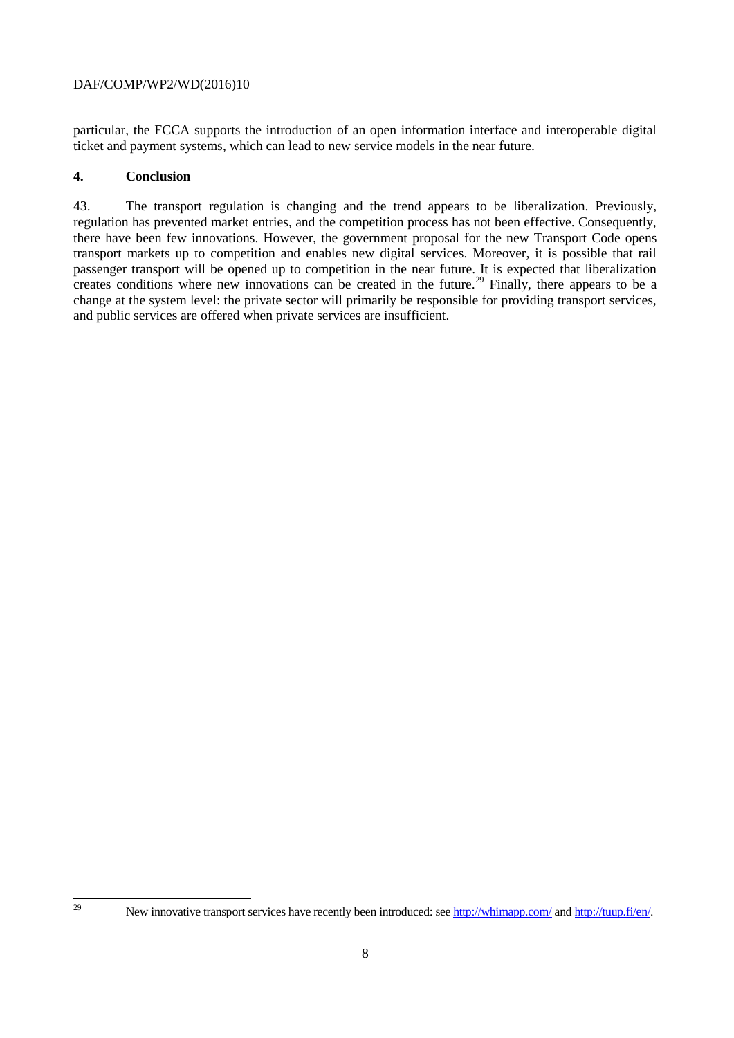particular, the FCCA supports the introduction of an open information interface and interoperable digital ticket and payment systems, which can lead to new service models in the near future.

## 4. Conclusion

43. The transport regulation is changing and the trend appears to be liberalization. Previously, regulation has prevented market entries, and the competition process has not been effective. Consequently, there have been few innovations. However, the government proposal for the new Transport Code opens transport markets up to competition and enables new digital services. Moreover, it is possible that rail passenger transport will be opened up to competition in the near future. It is expected that liberalization creates conditions where new innovations can be created in the future.[29] Finally, there appears to be a change at the system level: the private sector will primarily be responsible for providing transport services, and public services are offered when private services are insufficient.

---

[29] New innovative transport services have recently been introduced: see http://whimapp.com/ and http://tuup.fi/en/.